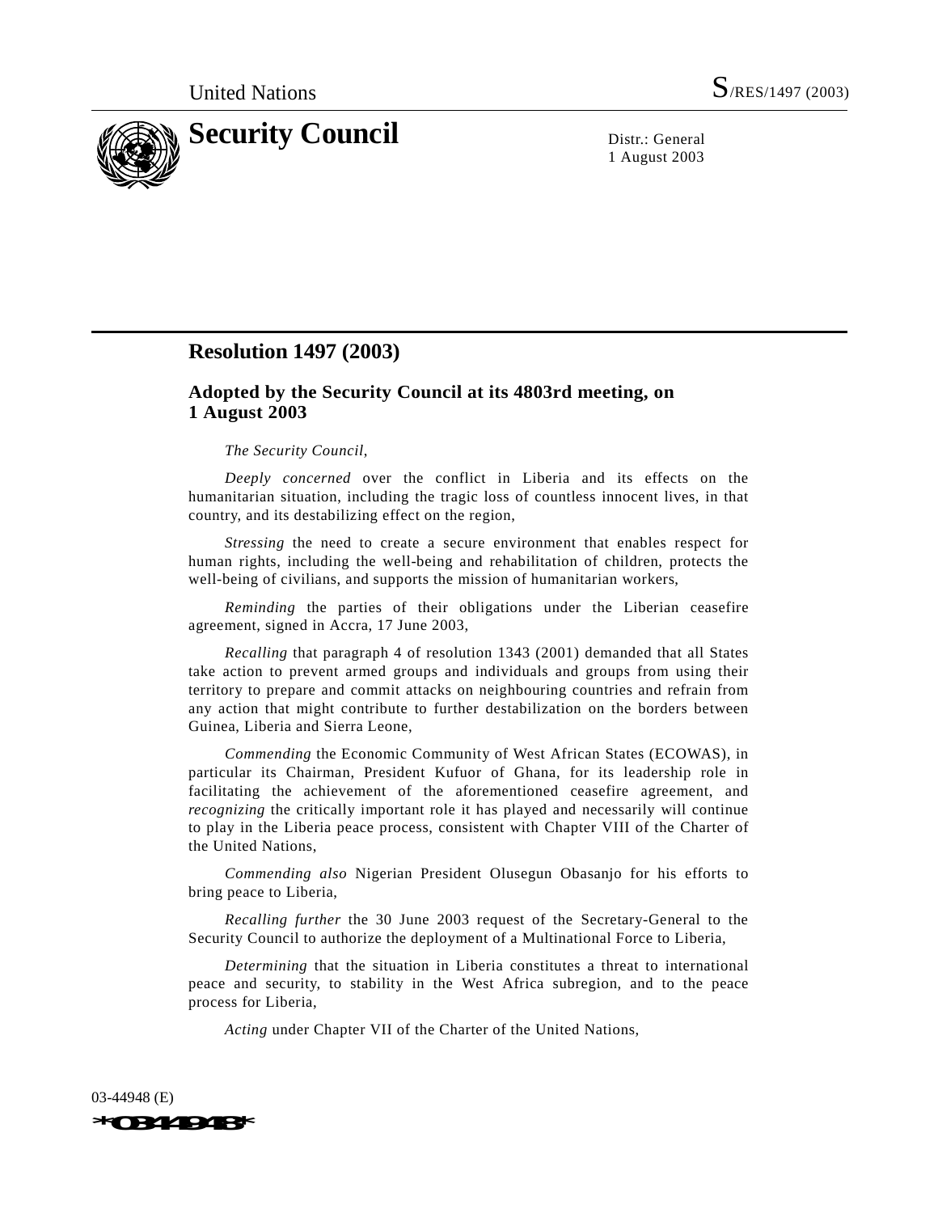United Nations S/RES/1497 (2003)

# Security Council

Distr.: General
1 August 2003

## Resolution 1497 (2003)

### Adopted by the Security Council at its 4803rd meeting, on 1 August 2003

*The Security Council*,

*Deeply concerned* over the conflict in Liberia and its effects on the humanitarian situation, including the tragic loss of countless innocent lives, in that country, and its destabilizing effect on the region,

*Stressing* the need to create a secure environment that enables respect for human rights, including the well-being and rehabilitation of children, protects the well-being of civilians, and supports the mission of humanitarian workers,

*Reminding* the parties of their obligations under the Liberian ceasefire agreement, signed in Accra, 17 June 2003,

*Recalling* that paragraph 4 of resolution 1343 (2001) demanded that all States take action to prevent armed groups and individuals and groups from using their territory to prepare and commit attacks on neighbouring countries and refrain from any action that might contribute to further destabilization on the borders between Guinea, Liberia and Sierra Leone,

*Commending* the Economic Community of West African States (ECOWAS), in particular its Chairman, President Kufuor of Ghana, for its leadership role in facilitating the achievement of the aforementioned ceasefire agreement, and *recognizing* the critically important role it has played and necessarily will continue to play in the Liberia peace process, consistent with Chapter VIII of the Charter of the United Nations,

*Commending also* Nigerian President Olusegun Obasanjo for his efforts to bring peace to Liberia,

*Recalling further* the 30 June 2003 request of the Secretary-General to the Security Council to authorize the deployment of a Multinational Force to Liberia,

*Determining* that the situation in Liberia constitutes a threat to international peace and security, to stability in the West Africa subregion, and to the peace process for Liberia,

*Acting* under Chapter VII of the Charter of the United Nations,

03-44948 (E)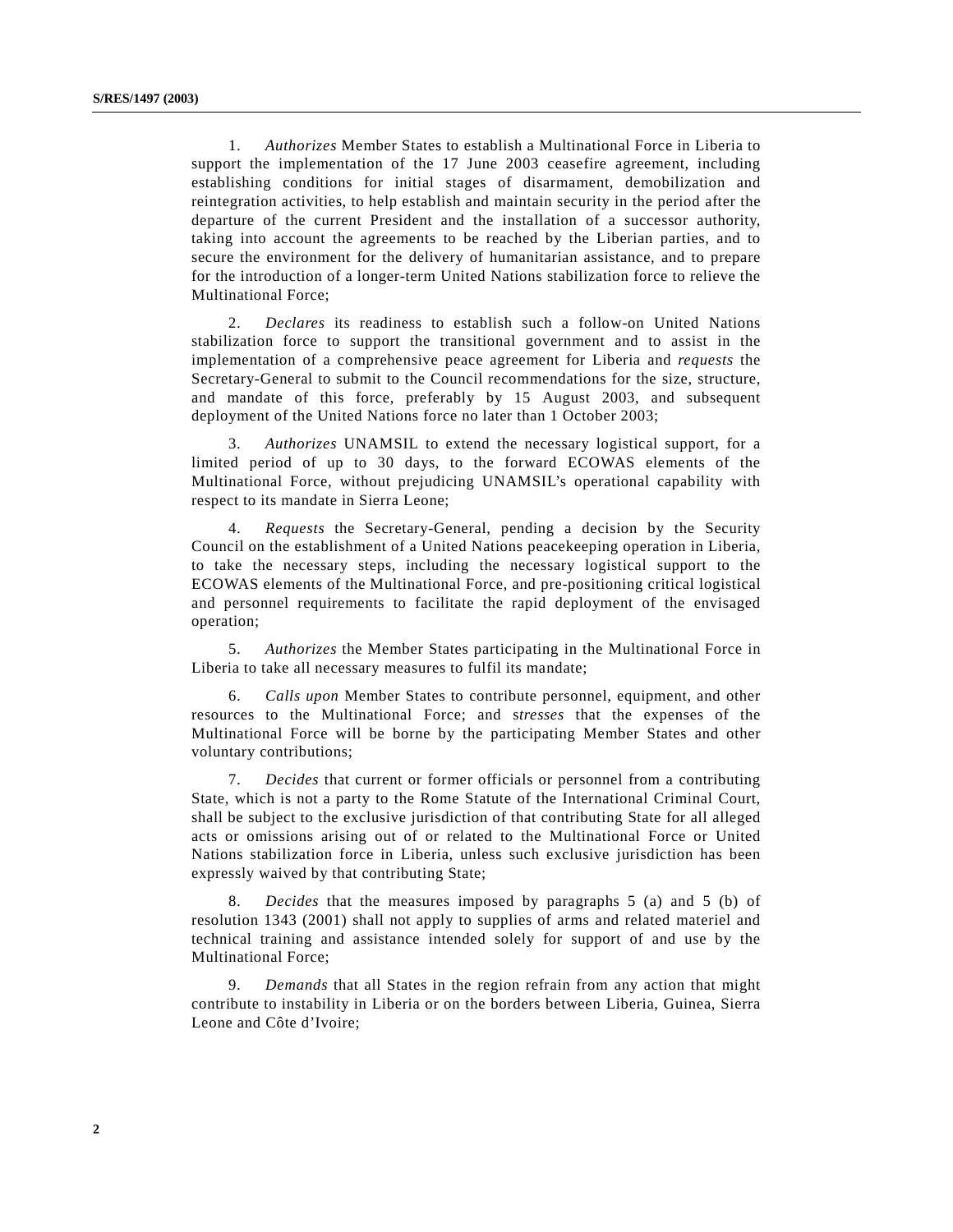1. *Authorizes* Member States to establish a Multinational Force in Liberia to support the implementation of the 17 June 2003 ceasefire agreement, including establishing conditions for initial stages of disarmament, demobilization and reintegration activities, to help establish and maintain security in the period after the departure of the current President and the installation of a successor authority, taking into account the agreements to be reached by the Liberian parties, and to secure the environment for the delivery of humanitarian assistance, and to prepare for the introduction of a longer-term United Nations stabilization force to relieve the Multinational Force;

2. *Declares* its readiness to establish such a follow-on United Nations stabilization force to support the transitional government and to assist in the implementation of a comprehensive peace agreement for Liberia and *requests* the Secretary-General to submit to the Council recommendations for the size, structure, and mandate of this force, preferably by 15 August 2003, and subsequent deployment of the United Nations force no later than 1 October 2003;

3. *Authorizes* UNAMSIL to extend the necessary logistical support, for a limited period of up to 30 days, to the forward ECOWAS elements of the Multinational Force, without prejudicing UNAMSIL's operational capability with respect to its mandate in Sierra Leone;

4. *Requests* the Secretary-General, pending a decision by the Security Council on the establishment of a United Nations peacekeeping operation in Liberia, to take the necessary steps, including the necessary logistical support to the ECOWAS elements of the Multinational Force, and pre-positioning critical logistical and personnel requirements to facilitate the rapid deployment of the envisaged operation;

5. *Authorizes* the Member States participating in the Multinational Force in Liberia to take all necessary measures to fulfil its mandate;

6. *Calls upon* Member States to contribute personnel, equipment, and other resources to the Multinational Force; and *stresses* that the expenses of the Multinational Force will be borne by the participating Member States and other voluntary contributions;

7. *Decides* that current or former officials or personnel from a contributing State, which is not a party to the Rome Statute of the International Criminal Court, shall be subject to the exclusive jurisdiction of that contributing State for all alleged acts or omissions arising out of or related to the Multinational Force or United Nations stabilization force in Liberia, unless such exclusive jurisdiction has been expressly waived by that contributing State;

8. *Decides* that the measures imposed by paragraphs 5 (a) and 5 (b) of resolution 1343 (2001) shall not apply to supplies of arms and related materiel and technical training and assistance intended solely for support of and use by the Multinational Force;

9. *Demands* that all States in the region refrain from any action that might contribute to instability in Liberia or on the borders between Liberia, Guinea, Sierra Leone and Côte d'Ivoire;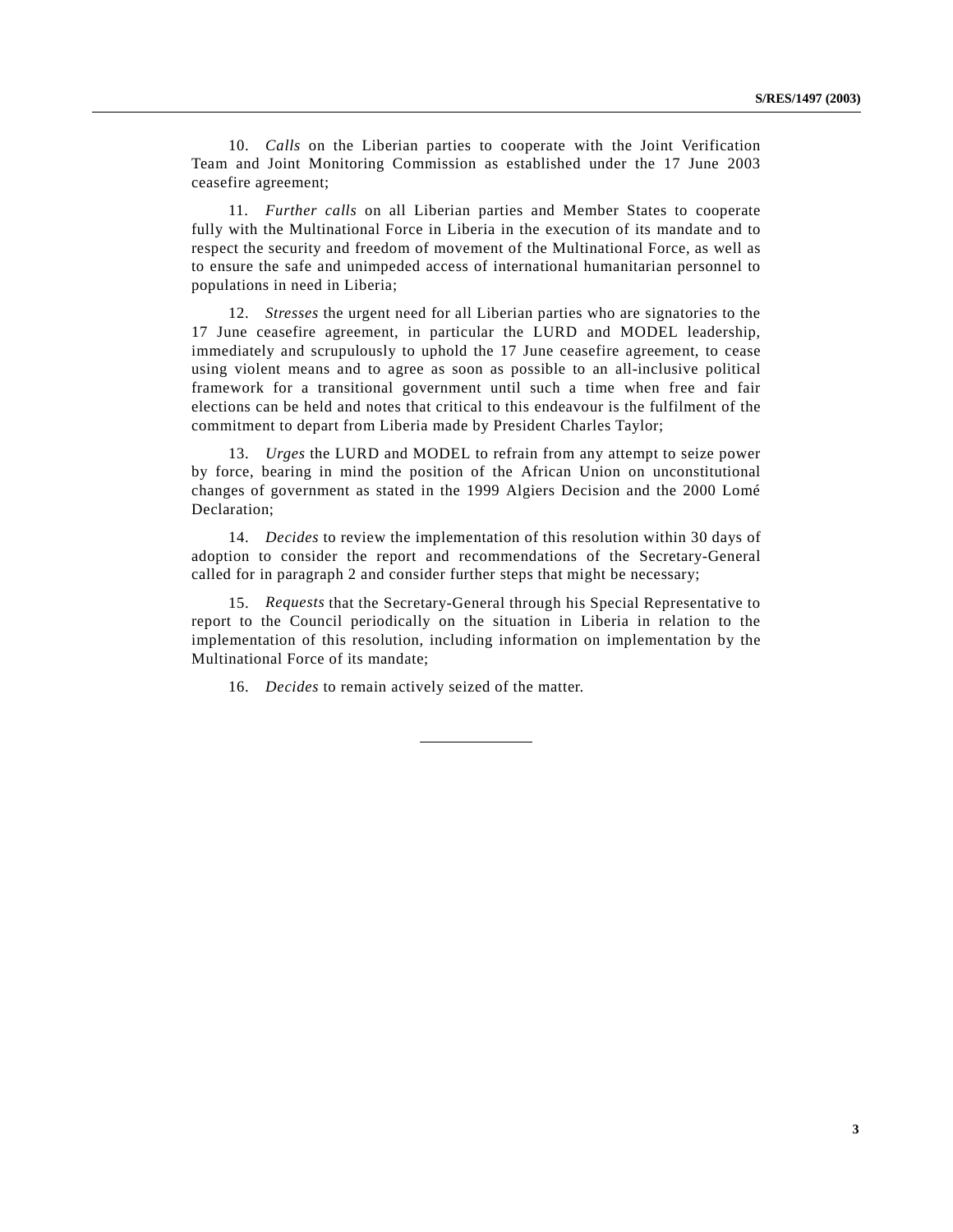10. *Calls* on the Liberian parties to cooperate with the Joint Verification Team and Joint Monitoring Commission as established under the 17 June 2003 ceasefire agreement;

11. *Further calls* on all Liberian parties and Member States to cooperate fully with the Multinational Force in Liberia in the execution of its mandate and to respect the security and freedom of movement of the Multinational Force, as well as to ensure the safe and unimpeded access of international humanitarian personnel to populations in need in Liberia;

12. *Stresses* the urgent need for all Liberian parties who are signatories to the 17 June ceasefire agreement, in particular the LURD and MODEL leadership, immediately and scrupulously to uphold the 17 June ceasefire agreement, to cease using violent means and to agree as soon as possible to an all-inclusive political framework for a transitional government until such a time when free and fair elections can be held and notes that critical to this endeavour is the fulfilment of the commitment to depart from Liberia made by President Charles Taylor;

13. *Urges* the LURD and MODEL to refrain from any attempt to seize power by force, bearing in mind the position of the African Union on unconstitutional changes of government as stated in the 1999 Algiers Decision and the 2000 Lomé Declaration;

14. *Decides* to review the implementation of this resolution within 30 days of adoption to consider the report and recommendations of the Secretary-General called for in paragraph 2 and consider further steps that might be necessary;

15. *Requests* that the Secretary-General through his Special Representative to report to the Council periodically on the situation in Liberia in relation to the implementation of this resolution, including information on implementation by the Multinational Force of its mandate;

16. *Decides* to remain actively seized of the matter.